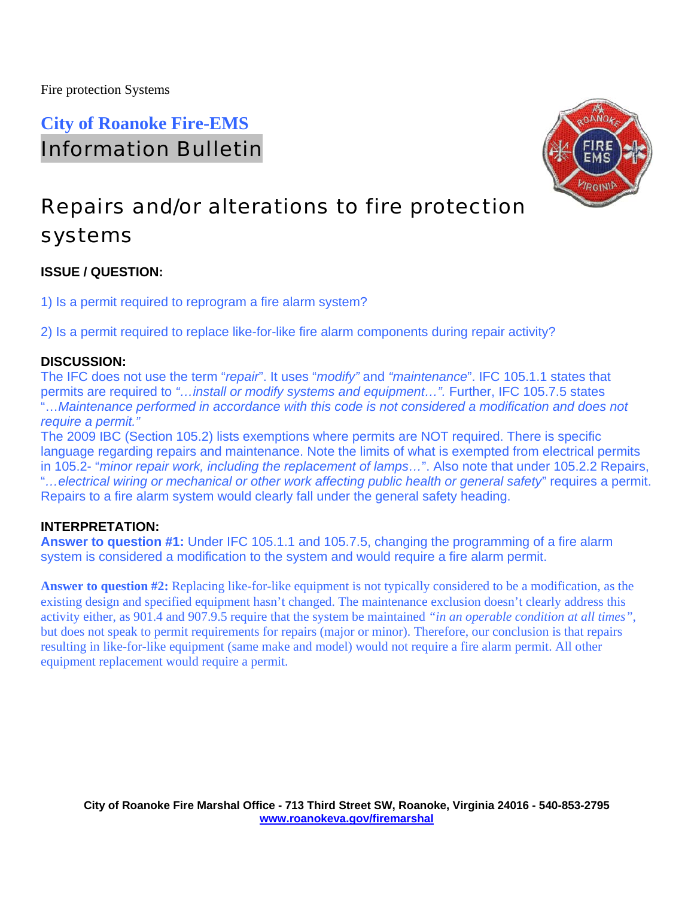Fire protection Systems

## City of Roanoke Fire-EMS

Information Bulletin

# Repairs and/or alterations to fire protection systems

**ISSUE / QUESTION:**

1) Is a permit required to reprogram a fire alarm system?

2) Is a permit required to replace like-for-like fire alarm components during repair activity?

**DISCUSSION:**

The IFC does not use the term "*repair*". It uses "*modify"* and *"maintenance*". IFC 105.1.1 states that permits are required to *"…install or modify systems and equipment…".* Further, IFC 105.7.5 states "*…Maintenance performed in accordance with this code is not considered a modification and does not require a permit."*

The 2009 IBC (Section 105.2) lists exemptions where permits are NOT required. There is specific language regarding repairs and maintenance. Note the limits of what is exempted from electrical permits in 105.2- "*minor repair work, including the replacement of lamps*…". Also note that under 105.2.2 Repairs, "*…electrical wiring or mechanical or other work affecting public health or general safety*" requires a permit. Repairs to a fire alarm system would clearly fall under the general safety heading.

**INTERPRETATION:**

**Answer to question #1:** Under IFC 105.1.1 and 105.7.5, changing the programming of a fire alarm system is considered a modification to the system and would require a fire alarm permit.

**Answer to question #2:** Replacing like-for-like equipment is not typically considered to be a modification, as the existing design and specified equipment hasn't changed. The maintenance exclusion doesn't clearly address this activity either, as 901.4 and 907.9.5 require that the system be maintained *"in an operable condition at all times"*, but does not speak to permit requirements for repairs (major or minor). Therefore, our conclusion is that repairs resulting in like-for-like equipment (same make and model) would not require a fire alarm permit. All other equipment replacement would require a permit.

**City of Roanoke Fire Marshal Office - 713 Third Street SW, Roanoke, Virginia 24016 - 540-853-2795**
**www.roanokeva.gov/firemarshal**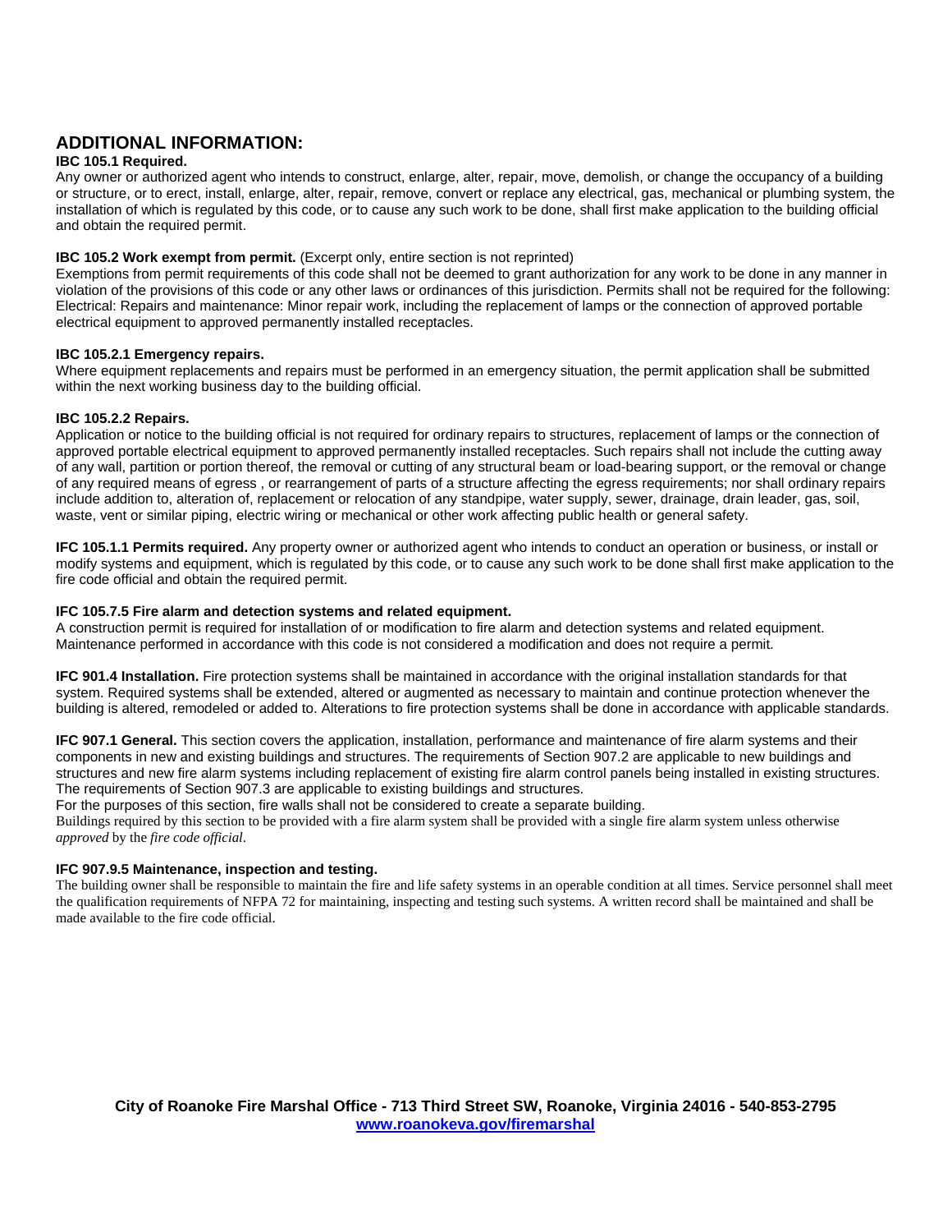## ADDITIONAL INFORMATION:

**IBC 105.1 Required.**
Any owner or authorized agent who intends to construct, enlarge, alter, repair, move, demolish, or change the occupancy of a building or structure, or to erect, install, enlarge, alter, repair, remove, convert or replace any electrical, gas, mechanical or plumbing system, the installation of which is regulated by this code, or to cause any such work to be done, shall first make application to the building official and obtain the required permit.

**IBC 105.2 Work exempt from permit.** (Excerpt only, entire section is not reprinted)
Exemptions from permit requirements of this code shall not be deemed to grant authorization for any work to be done in any manner in violation of the provisions of this code or any other laws or ordinances of this jurisdiction. Permits shall not be required for the following: Electrical: Repairs and maintenance: Minor repair work, including the replacement of lamps or the connection of approved portable electrical equipment to approved permanently installed receptacles.

**IBC 105.2.1 Emergency repairs.**
Where equipment replacements and repairs must be performed in an emergency situation, the permit application shall be submitted within the next working business day to the building official.

**IBC 105.2.2 Repairs.**
Application or notice to the building official is not required for ordinary repairs to structures, replacement of lamps or the connection of approved portable electrical equipment to approved permanently installed receptacles. Such repairs shall not include the cutting away of any wall, partition or portion thereof, the removal or cutting of any structural beam or load-bearing support, or the removal or change of any required means of egress , or rearrangement of parts of a structure affecting the egress requirements; nor shall ordinary repairs include addition to, alteration of, replacement or relocation of any standpipe, water supply, sewer, drainage, drain leader, gas, soil, waste, vent or similar piping, electric wiring or mechanical or other work affecting public health or general safety.

**IFC 105.1.1 Permits required.** Any property owner or authorized agent who intends to conduct an operation or business, or install or modify systems and equipment, which is regulated by this code, or to cause any such work to be done shall first make application to the fire code official and obtain the required permit.

**IFC 105.7.5 Fire alarm and detection systems and related equipment.**
A construction permit is required for installation of or modification to fire alarm and detection systems and related equipment. Maintenance performed in accordance with this code is not considered a modification and does not require a permit.

**IFC 901.4 Installation.** Fire protection systems shall be maintained in accordance with the original installation standards for that system. Required systems shall be extended, altered or augmented as necessary to maintain and continue protection whenever the building is altered, remodeled or added to. Alterations to fire protection systems shall be done in accordance with applicable standards.

**IFC 907.1 General.** This section covers the application, installation, performance and maintenance of fire alarm systems and their components in new and existing buildings and structures. The requirements of Section 907.2 are applicable to new buildings and structures and new fire alarm systems including replacement of existing fire alarm control panels being installed in existing structures. The requirements of Section 907.3 are applicable to existing buildings and structures.
For the purposes of this section, fire walls shall not be considered to create a separate building.
Buildings required by this section to be provided with a fire alarm system shall be provided with a single fire alarm system unless otherwise *approved* by the *fire code official*.

**IFC 907.9.5 Maintenance, inspection and testing.**
The building owner shall be responsible to maintain the fire and life safety systems in an operable condition at all times. Service personnel shall meet the qualification requirements of NFPA 72 for maintaining, inspecting and testing such systems. A written record shall be maintained and shall be made available to the fire code official.

**City of Roanoke Fire Marshal Office - 713 Third Street SW, Roanoke, Virginia 24016 - 540-853-2795**
**www.roanokeva.gov/firemarshal**